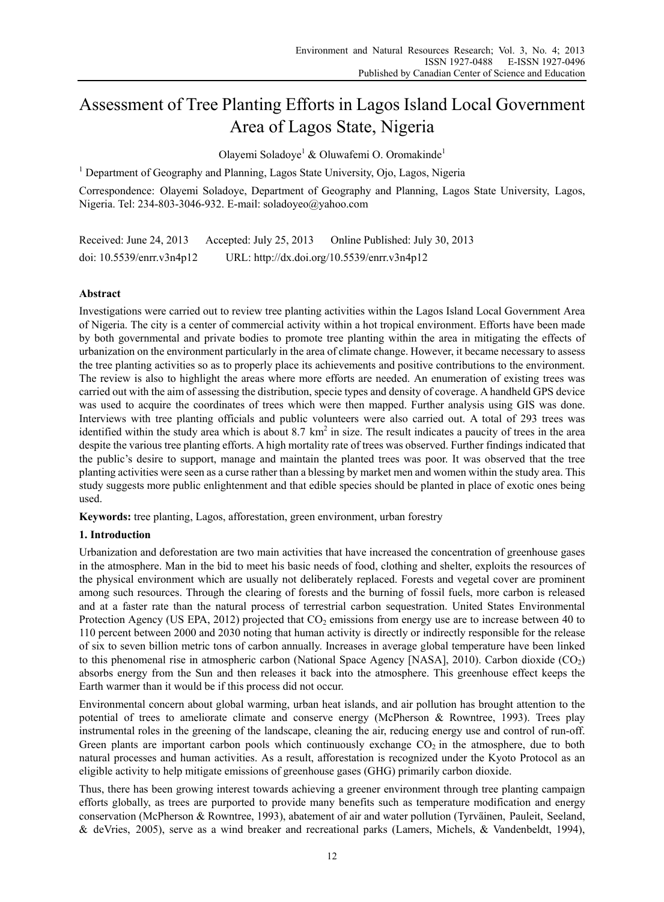# Assessment of Tree Planting Efforts in Lagos Island Local Government Area of Lagos State, Nigeria

Olayemi Soladoye[1] & Oluwafemi O. Oromakinde[1]

[1] Department of Geography and Planning, Lagos State University, Ojo, Lagos, Nigeria

Correspondence: Olayemi Soladoye, Department of Geography and Planning, Lagos State University, Lagos, Nigeria. Tel: 234-803-3046-932. E-mail: soladoyeo@yahoo.com

Received: June 24, 2013 Accepted: July 25, 2013 Online Published: July 30, 2013

doi: 10.5539/enrr.v3n4p12 URL: http://dx.doi.org/10.5539/enrr.v3n4p12

## Abstract

Investigations were carried out to review tree planting activities within the Lagos Island Local Government Area of Nigeria. The city is a center of commercial activity within a hot tropical environment. Efforts have been made by both governmental and private bodies to promote tree planting within the area in mitigating the effects of urbanization on the environment particularly in the area of climate change. However, it became necessary to assess the tree planting activities so as to properly place its achievements and positive contributions to the environment. The review is also to highlight the areas where more efforts are needed. An enumeration of existing trees was carried out with the aim of assessing the distribution, specie types and density of coverage. A handheld GPS device was used to acquire the coordinates of trees which were then mapped. Further analysis using GIS was done. Interviews with tree planting officials and public volunteers were also carried out. A total of 293 trees was identified within the study area which is about 8.7 km$^2$ in size. The result indicates a paucity of trees in the area despite the various tree planting efforts. A high mortality rate of trees was observed. Further findings indicated that the public's desire to support, manage and maintain the planted trees was poor. It was observed that the tree planting activities were seen as a curse rather than a blessing by market men and women within the study area. This study suggests more public enlightenment and that edible species should be planted in place of exotic ones being used.

**Keywords:** tree planting, Lagos, afforestation, green environment, urban forestry

## 1. Introduction

Urbanization and deforestation are two main activities that have increased the concentration of greenhouse gases in the atmosphere. Man in the bid to meet his basic needs of food, clothing and shelter, exploits the resources of the physical environment which are usually not deliberately replaced. Forests and vegetal cover are prominent among such resources. Through the clearing of forests and the burning of fossil fuels, more carbon is released and at a faster rate than the natural process of terrestrial carbon sequestration. United States Environmental Protection Agency (US EPA, 2012) projected that $CO_2$ emissions from energy use are to increase between 40 to 110 percent between 2000 and 2030 noting that human activity is directly or indirectly responsible for the release of six to seven billion metric tons of carbon annually. Increases in average global temperature have been linked to this phenomenal rise in atmospheric carbon (National Space Agency [NASA], 2010). Carbon dioxide ($CO_2$) absorbs energy from the Sun and then releases it back into the atmosphere. This greenhouse effect keeps the Earth warmer than it would be if this process did not occur.

Environmental concern about global warming, urban heat islands, and air pollution has brought attention to the potential of trees to ameliorate climate and conserve energy (McPherson & Rowntree, 1993). Trees play instrumental roles in the greening of the landscape, cleaning the air, reducing energy use and control of run-off. Green plants are important carbon pools which continuously exchange $CO_2$ in the atmosphere, due to both natural processes and human activities. As a result, afforestation is recognized under the Kyoto Protocol as an eligible activity to help mitigate emissions of greenhouse gases (GHG) primarily carbon dioxide.

Thus, there has been growing interest towards achieving a greener environment through tree planting campaign efforts globally, as trees are purported to provide many benefits such as temperature modification and energy conservation (McPherson & Rowntree, 1993), abatement of air and water pollution (Tyrväinen, Pauleit, Seeland, & deVries, 2005), serve as a wind breaker and recreational parks (Lamers, Michels, & Vandenbeldt, 1994),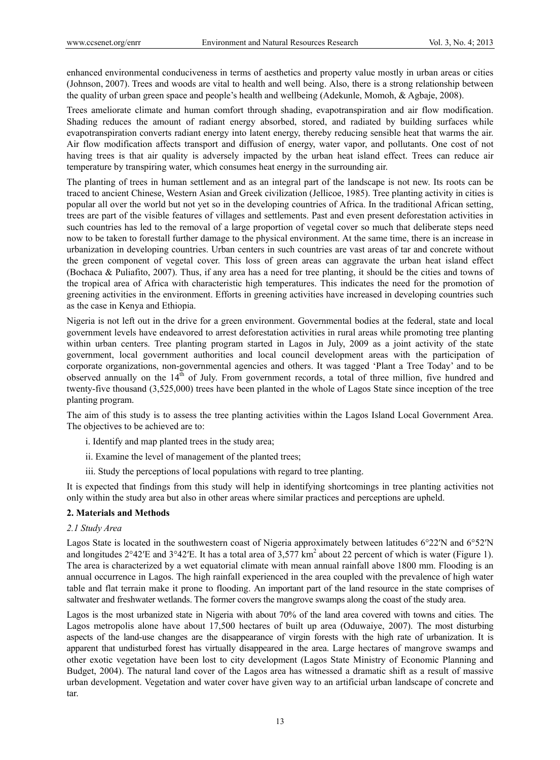enhanced environmental conduciveness in terms of aesthetics and property value mostly in urban areas or cities (Johnson, 2007). Trees and woods are vital to health and well being. Also, there is a strong relationship between the quality of urban green space and people's health and wellbeing (Adekunle, Momoh, & Agbaje, 2008).

Trees ameliorate climate and human comfort through shading, evapotranspiration and air flow modification. Shading reduces the amount of radiant energy absorbed, stored, and radiated by building surfaces while evapotranspiration converts radiant energy into latent energy, thereby reducing sensible heat that warms the air. Air flow modification affects transport and diffusion of energy, water vapor, and pollutants. One cost of not having trees is that air quality is adversely impacted by the urban heat island effect. Trees can reduce air temperature by transpiring water, which consumes heat energy in the surrounding air.

The planting of trees in human settlement and as an integral part of the landscape is not new. Its roots can be traced to ancient Chinese, Western Asian and Greek civilization (Jellicoe, 1985). Tree planting activity in cities is popular all over the world but not yet so in the developing countries of Africa. In the traditional African setting, trees are part of the visible features of villages and settlements. Past and even present deforestation activities in such countries has led to the removal of a large proportion of vegetal cover so much that deliberate steps need now to be taken to forestall further damage to the physical environment. At the same time, there is an increase in urbanization in developing countries. Urban centers in such countries are vast areas of tar and concrete without the green component of vegetal cover. This loss of green areas can aggravate the urban heat island effect (Bochaca & Puliafito, 2007). Thus, if any area has a need for tree planting, it should be the cities and towns of the tropical area of Africa with characteristic high temperatures. This indicates the need for the promotion of greening activities in the environment. Efforts in greening activities have increased in developing countries such as the case in Kenya and Ethiopia.

Nigeria is not left out in the drive for a green environment. Governmental bodies at the federal, state and local government levels have endeavored to arrest deforestation activities in rural areas while promoting tree planting within urban centers. Tree planting program started in Lagos in July, 2009 as a joint activity of the state government, local government authorities and local council development areas with the participation of corporate organizations, non-governmental agencies and others. It was tagged 'Plant a Tree Today' and to be observed annually on the 14$^{th}$ of July. From government records, a total of three million, five hundred and twenty-five thousand (3,525,000) trees have been planted in the whole of Lagos State since inception of the tree planting program.

The aim of this study is to assess the tree planting activities within the Lagos Island Local Government Area. The objectives to be achieved are to:

i. Identify and map planted trees in the study area;

ii. Examine the level of management of the planted trees;

iii. Study the perceptions of local populations with regard to tree planting.

It is expected that findings from this study will help in identifying shortcomings in tree planting activities not only within the study area but also in other areas where similar practices and perceptions are upheld.

## 2. Materials and Methods

### *2.1 Study Area*

Lagos State is located in the southwestern coast of Nigeria approximately between latitudes 6°22′N and 6°52′N and longitudes 2°42′E and 3°42′E. It has a total area of 3,577 km$^2$ about 22 percent of which is water (Figure 1). The area is characterized by a wet equatorial climate with mean annual rainfall above 1800 mm. Flooding is an annual occurrence in Lagos. The high rainfall experienced in the area coupled with the prevalence of high water table and flat terrain make it prone to flooding. An important part of the land resource in the state comprises of saltwater and freshwater wetlands. The former covers the mangrove swamps along the coast of the study area.

Lagos is the most urbanized state in Nigeria with about 70% of the land area covered with towns and cities. The Lagos metropolis alone have about 17,500 hectares of built up area (Oduwaiye, 2007). The most disturbing aspects of the land-use changes are the disappearance of virgin forests with the high rate of urbanization. It is apparent that undisturbed forest has virtually disappeared in the area. Large hectares of mangrove swamps and other exotic vegetation have been lost to city development (Lagos State Ministry of Economic Planning and Budget, 2004). The natural land cover of the Lagos area has witnessed a dramatic shift as a result of massive urban development. Vegetation and water cover have given way to an artificial urban landscape of concrete and tar.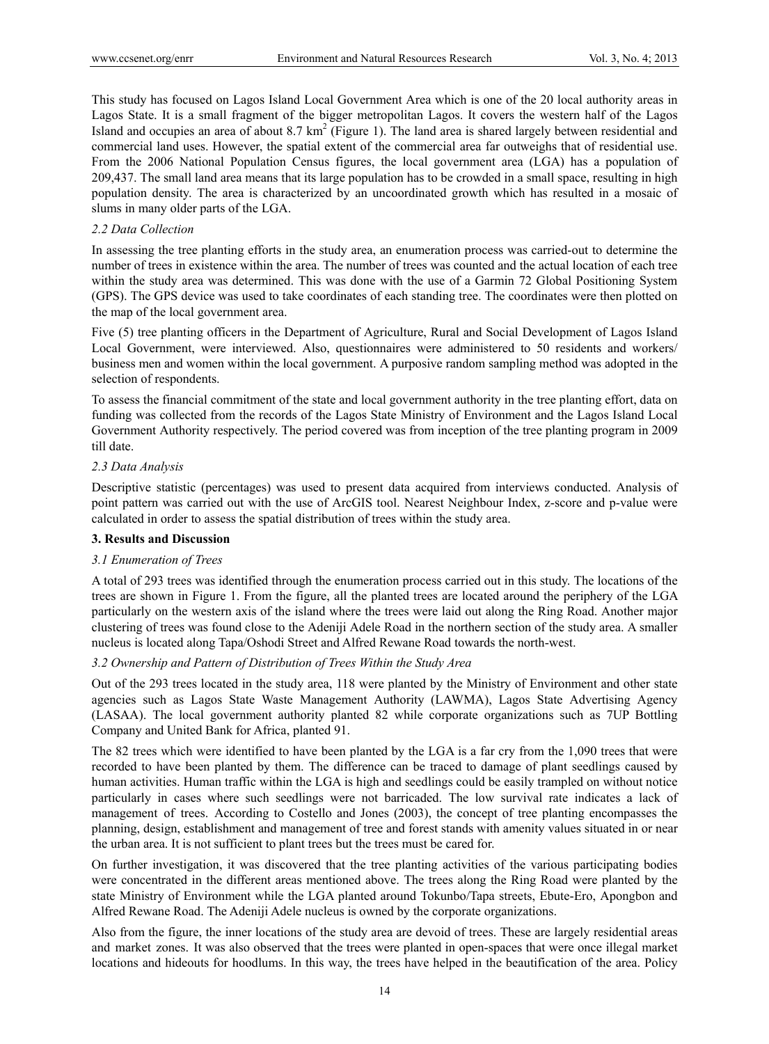This study has focused on Lagos Island Local Government Area which is one of the 20 local authority areas in Lagos State. It is a small fragment of the bigger metropolitan Lagos. It covers the western half of the Lagos Island and occupies an area of about 8.7 $km^2$ (Figure 1). The land area is shared largely between residential and commercial land uses. However, the spatial extent of the commercial area far outweighs that of residential use. From the 2006 National Population Census figures, the local government area (LGA) has a population of 209,437. The small land area means that its large population has to be crowded in a small space, resulting in high population density. The area is characterized by an uncoordinated growth which has resulted in a mosaic of slums in many older parts of the LGA.

### *2.2 Data Collection*

In assessing the tree planting efforts in the study area, an enumeration process was carried-out to determine the number of trees in existence within the area. The number of trees was counted and the actual location of each tree within the study area was determined. This was done with the use of a Garmin 72 Global Positioning System (GPS). The GPS device was used to take coordinates of each standing tree. The coordinates were then plotted on the map of the local government area.

Five (5) tree planting officers in the Department of Agriculture, Rural and Social Development of Lagos Island Local Government, were interviewed. Also, questionnaires were administered to 50 residents and workers/ business men and women within the local government. A purposive random sampling method was adopted in the selection of respondents.

To assess the financial commitment of the state and local government authority in the tree planting effort, data on funding was collected from the records of the Lagos State Ministry of Environment and the Lagos Island Local Government Authority respectively. The period covered was from inception of the tree planting program in 2009 till date.

### *2.3 Data Analysis*

Descriptive statistic (percentages) was used to present data acquired from interviews conducted. Analysis of point pattern was carried out with the use of ArcGIS tool. Nearest Neighbour Index, z-score and p-value were calculated in order to assess the spatial distribution of trees within the study area.

## **3. Results and Discussion**

### *3.1 Enumeration of Trees*

A total of 293 trees was identified through the enumeration process carried out in this study. The locations of the trees are shown in Figure 1. From the figure, all the planted trees are located around the periphery of the LGA particularly on the western axis of the island where the trees were laid out along the Ring Road. Another major clustering of trees was found close to the Adeniji Adele Road in the northern section of the study area. A smaller nucleus is located along Tapa/Oshodi Street and Alfred Rewane Road towards the north-west.

### *3.2 Ownership and Pattern of Distribution of Trees Within the Study Area*

Out of the 293 trees located in the study area, 118 were planted by the Ministry of Environment and other state agencies such as Lagos State Waste Management Authority (LAWMA), Lagos State Advertising Agency (LASAA). The local government authority planted 82 while corporate organizations such as 7UP Bottling Company and United Bank for Africa, planted 91.

The 82 trees which were identified to have been planted by the LGA is a far cry from the 1,090 trees that were recorded to have been planted by them. The difference can be traced to damage of plant seedlings caused by human activities. Human traffic within the LGA is high and seedlings could be easily trampled on without notice particularly in cases where such seedlings were not barricaded. The low survival rate indicates a lack of management of trees. According to Costello and Jones (2003), the concept of tree planting encompasses the planning, design, establishment and management of tree and forest stands with amenity values situated in or near the urban area. It is not sufficient to plant trees but the trees must be cared for.

On further investigation, it was discovered that the tree planting activities of the various participating bodies were concentrated in the different areas mentioned above. The trees along the Ring Road were planted by the state Ministry of Environment while the LGA planted around Tokunbo/Tapa streets, Ebute-Ero, Apongbon and Alfred Rewane Road. The Adeniji Adele nucleus is owned by the corporate organizations.

Also from the figure, the inner locations of the study area are devoid of trees. These are largely residential areas and market zones. It was also observed that the trees were planted in open-spaces that were once illegal market locations and hideouts for hoodlums. In this way, the trees have helped in the beautification of the area. Policy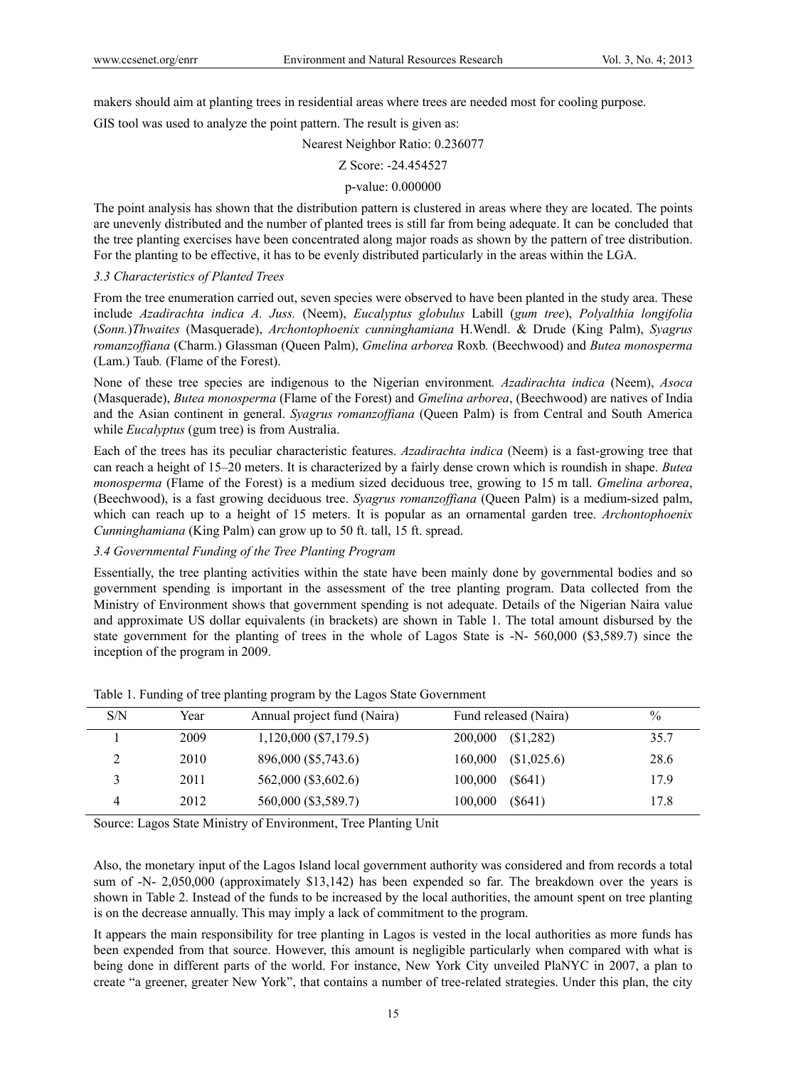makers should aim at planting trees in residential areas where trees are needed most for cooling purpose.

GIS tool was used to analyze the point pattern. The result is given as:

Nearest Neighbor Ratio: 0.236077

Z Score: -24.454527

p-value: 0.000000

The point analysis has shown that the distribution pattern is clustered in areas where they are located. The points are unevenly distributed and the number of planted trees is still far from being adequate. It can be concluded that the tree planting exercises have been concentrated along major roads as shown by the pattern of tree distribution. For the planting to be effective, it has to be evenly distributed particularly in the areas within the LGA.

### *3.3 Characteristics of Planted Trees*

From the tree enumeration carried out, seven species were observed to have been planted in the study area. These include *Azadirachta indica A. Juss.* (Neem), *Eucalyptus globulus* Labill (*gum tree*), *Polyalthia longifolia* (*Sonn.*)*Thwaites* (Masquerade), *Archontophoenix cunninghamiana* H.Wendl. & Drude (King Palm), *Syagrus romanzoffiana* (Charm.) Glassman (Queen Palm), *Gmelina arborea* Roxb*.* (Beechwood) and *Butea monosperma* (Lam.) Taub*.* (Flame of the Forest).

None of these tree species are indigenous to the Nigerian environment*. Azadirachta indica* (Neem), *Asoca* (Masquerade), *Butea monosperma* (Flame of the Forest) and *Gmelina arborea*, (Beechwood) are natives of India and the Asian continent in general. *Syagrus romanzoffiana* (Queen Palm) is from Central and South America while *Eucalyptus* (gum tree) is from Australia.

Each of the trees has its peculiar characteristic features. *Azadirachta indica* (Neem) is a fast-growing tree that can reach a height of 15–20 meters. It is characterized by a fairly dense crown which is roundish in shape. *Butea monosperma* (Flame of the Forest) is a medium sized deciduous tree, growing to 15 m tall. *Gmelina arborea*, (Beechwood), is a fast growing deciduous tree. *Syagrus romanzoffiana* (Queen Palm) is a medium-sized palm, which can reach up to a height of 15 meters. It is popular as an ornamental garden tree. *Archontophoenix Cunninghamiana* (King Palm) can grow up to 50 ft. tall, 15 ft. spread.

### *3.4 Governmental Funding of the Tree Planting Program*

Essentially, the tree planting activities within the state have been mainly done by governmental bodies and so government spending is important in the assessment of the tree planting program. Data collected from the Ministry of Environment shows that government spending is not adequate. Details of the Nigerian Naira value and approximate US dollar equivalents (in brackets) are shown in Table 1. The total amount disbursed by the state government for the planting of trees in the whole of Lagos State is -N- 560,000 ($3,589.7) since the inception of the program in 2009.

Table 1. Funding of tree planting program by the Lagos State Government

| S/N | Year | Annual project fund (Naira) | Fund released (Naira) | % |
|---|---|---|---|---|
| 1 | 2009 | 1,120,000 ($7,179.5) | 200,000 ($1,282) | 35.7 |
| 2 | 2010 | 896,000 ($5,743.6) | 160,000 ($1,025.6) | 28.6 |
| 3 | 2011 | 562,000 ($3,602.6) | 100,000 ($641) | 17.9 |
| 4 | 2012 | 560,000 ($3,589.7) | 100,000 ($641) | 17.8 |

Source: Lagos State Ministry of Environment, Tree Planting Unit

Also, the monetary input of the Lagos Island local government authority was considered and from records a total sum of -N- 2,050,000 (approximately $13,142) has been expended so far. The breakdown over the years is shown in Table 2. Instead of the funds to be increased by the local authorities, the amount spent on tree planting is on the decrease annually. This may imply a lack of commitment to the program.

It appears the main responsibility for tree planting in Lagos is vested in the local authorities as more funds has been expended from that source. However, this amount is negligible particularly when compared with what is being done in different parts of the world. For instance, New York City unveiled PlaNYC in 2007, a plan to create "a greener, greater New York", that contains a number of tree-related strategies. Under this plan, the city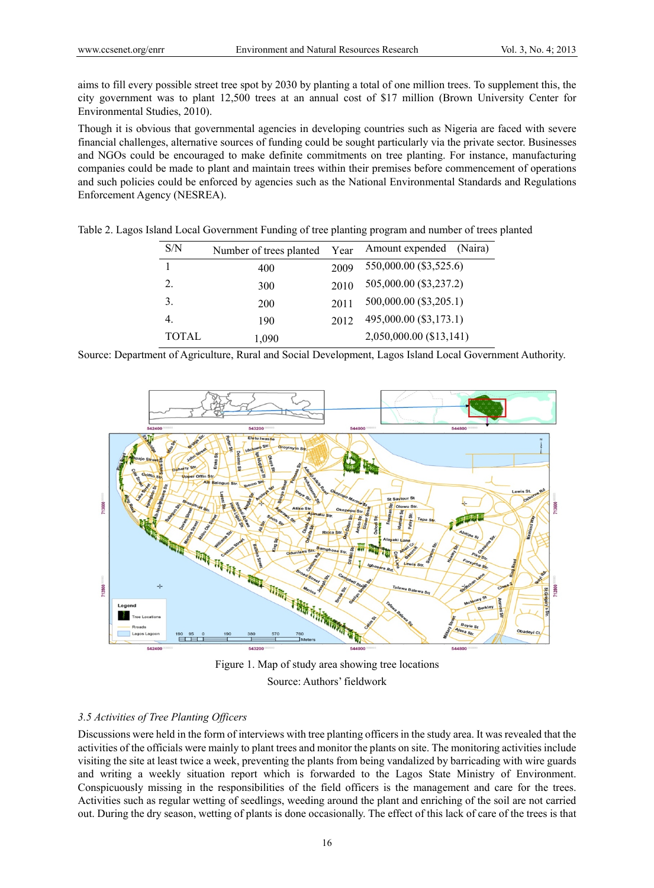aims to fill every possible street tree spot by 2030 by planting a total of one million trees. To supplement this, the city government was to plant 12,500 trees at an annual cost of $17 million (Brown University Center for Environmental Studies, 2010).

Though it is obvious that governmental agencies in developing countries such as Nigeria are faced with severe financial challenges, alternative sources of funding could be sought particularly via the private sector. Businesses and NGOs could be encouraged to make definite commitments on tree planting. For instance, manufacturing companies could be made to plant and maintain trees within their premises before commencement of operations and such policies could be enforced by agencies such as the National Environmental Standards and Regulations Enforcement Agency (NESREA).

Table 2. Lagos Island Local Government Funding of tree planting program and number of trees planted

| S/N | Number of trees planted | Year | Amount expended (Naira) |
|---|---|---|---|
| 1 | 400 | 2009 | 550,000.00 ($3,525.6) |
| 2. | 300 | 2010 | 505,000.00 ($3,237.2) |
| 3. | 200 | 2011 | 500,000.00 ($3,205.1) |
| 4. | 190 | 2012 | 495,000.00 ($3,173.1) |
| TOTAL | 1,090 | | 2,050,000.00 ($13,141) |

Source: Department of Agriculture, Rural and Social Development, Lagos Island Local Government Authority.

Figure 1. Map of study area showing tree locations

Source: Authors' fieldwork

### 3.5 Activities of Tree Planting Officers

Discussions were held in the form of interviews with tree planting officers in the study area. It was revealed that the activities of the officials were mainly to plant trees and monitor the plants on site. The monitoring activities include visiting the site at least twice a week, preventing the plants from being vandalized by barricading with wire guards and writing a weekly situation report which is forwarded to the Lagos State Ministry of Environment. Conspicuously missing in the responsibilities of the field officers is the management and care for the trees. Activities such as regular wetting of seedlings, weeding around the plant and enriching of the soil are not carried out. During the dry season, wetting of plants is done occasionally. The effect of this lack of care of the trees is that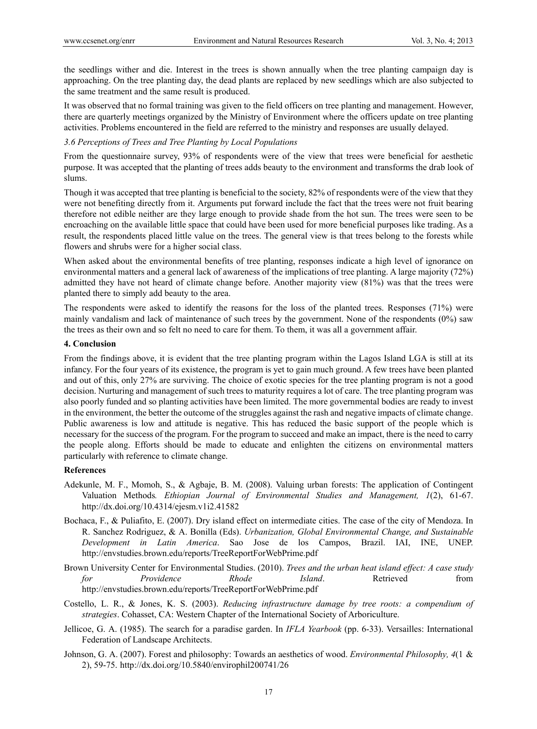the seedlings wither and die. Interest in the trees is shown annually when the tree planting campaign day is approaching. On the tree planting day, the dead plants are replaced by new seedlings which are also subjected to the same treatment and the same result is produced.

It was observed that no formal training was given to the field officers on tree planting and management. However, there are quarterly meetings organized by the Ministry of Environment where the officers update on tree planting activities. Problems encountered in the field are referred to the ministry and responses are usually delayed.

### *3.6 Perceptions of Trees and Tree Planting by Local Populations*

From the questionnaire survey, 93% of respondents were of the view that trees were beneficial for aesthetic purpose. It was accepted that the planting of trees adds beauty to the environment and transforms the drab look of slums.

Though it was accepted that tree planting is beneficial to the society, 82% of respondents were of the view that they were not benefiting directly from it. Arguments put forward include the fact that the trees were not fruit bearing therefore not edible neither are they large enough to provide shade from the hot sun. The trees were seen to be encroaching on the available little space that could have been used for more beneficial purposes like trading. As a result, the respondents placed little value on the trees. The general view is that trees belong to the forests while flowers and shrubs were for a higher social class.

When asked about the environmental benefits of tree planting, responses indicate a high level of ignorance on environmental matters and a general lack of awareness of the implications of tree planting. A large majority (72%) admitted they have not heard of climate change before. Another majority view (81%) was that the trees were planted there to simply add beauty to the area.

The respondents were asked to identify the reasons for the loss of the planted trees. Responses (71%) were mainly vandalism and lack of maintenance of such trees by the government. None of the respondents (0%) saw the trees as their own and so felt no need to care for them. To them, it was all a government affair.

## **4. Conclusion**

From the findings above, it is evident that the tree planting program within the Lagos Island LGA is still at its infancy. For the four years of its existence, the program is yet to gain much ground. A few trees have been planted and out of this, only 27% are surviving. The choice of exotic species for the tree planting program is not a good decision. Nurturing and management of such trees to maturity requires a lot of care. The tree planting program was also poorly funded and so planting activities have been limited. The more governmental bodies are ready to invest in the environment, the better the outcome of the struggles against the rash and negative impacts of climate change. Public awareness is low and attitude is negative. This has reduced the basic support of the people which is necessary for the success of the program. For the program to succeed and make an impact, there is the need to carry the people along. Efforts should be made to educate and enlighten the citizens on environmental matters particularly with reference to climate change.

## **References**

Adekunle, M. F., Momoh, S., & Agbaje, B. M. (2008). Valuing urban forests: The application of Contingent Valuation Methods*. Ethiopian Journal of Environmental Studies and Management, 1*(2), 61-67. http://dx.doi.org/10.4314/ejesm.v1i2.41582

Bochaca, F., & Puliafito, E. (2007). Dry island effect on intermediate cities. The case of the city of Mendoza. In R. Sanchez Rodriguez, & A. Bonilla (Eds). *Urbanization, Global Environmental Change, and Sustainable Development in Latin America*. Sao Jose de los Campos, Brazil. IAI, INE, UNEP. http://envstudies.brown.edu/reports/TreeReportForWebPrime.pdf

Brown University Center for Environmental Studies. (2010). *Trees and the urban heat island effect: A case study for Providence Rhode Island*. Retrieved from http://envstudies.brown.edu/reports/TreeReportForWebPrime.pdf

Costello, L. R., & Jones, K. S. (2003). *Reducing infrastructure damage by tree roots: a compendium of strategies*. Cohasset, CA: Western Chapter of the International Society of Arboriculture.

Jellicoe, G. A. (1985). The search for a paradise garden. In *IFLA Yearbook* (pp. 6-33). Versailles: International Federation of Landscape Architects.

Johnson, G. A. (2007). Forest and philosophy: Towards an aesthetics of wood. *Environmental Philosophy, 4*(1 & 2), 59-75. http://dx.doi.org/10.5840/envirophil200741/26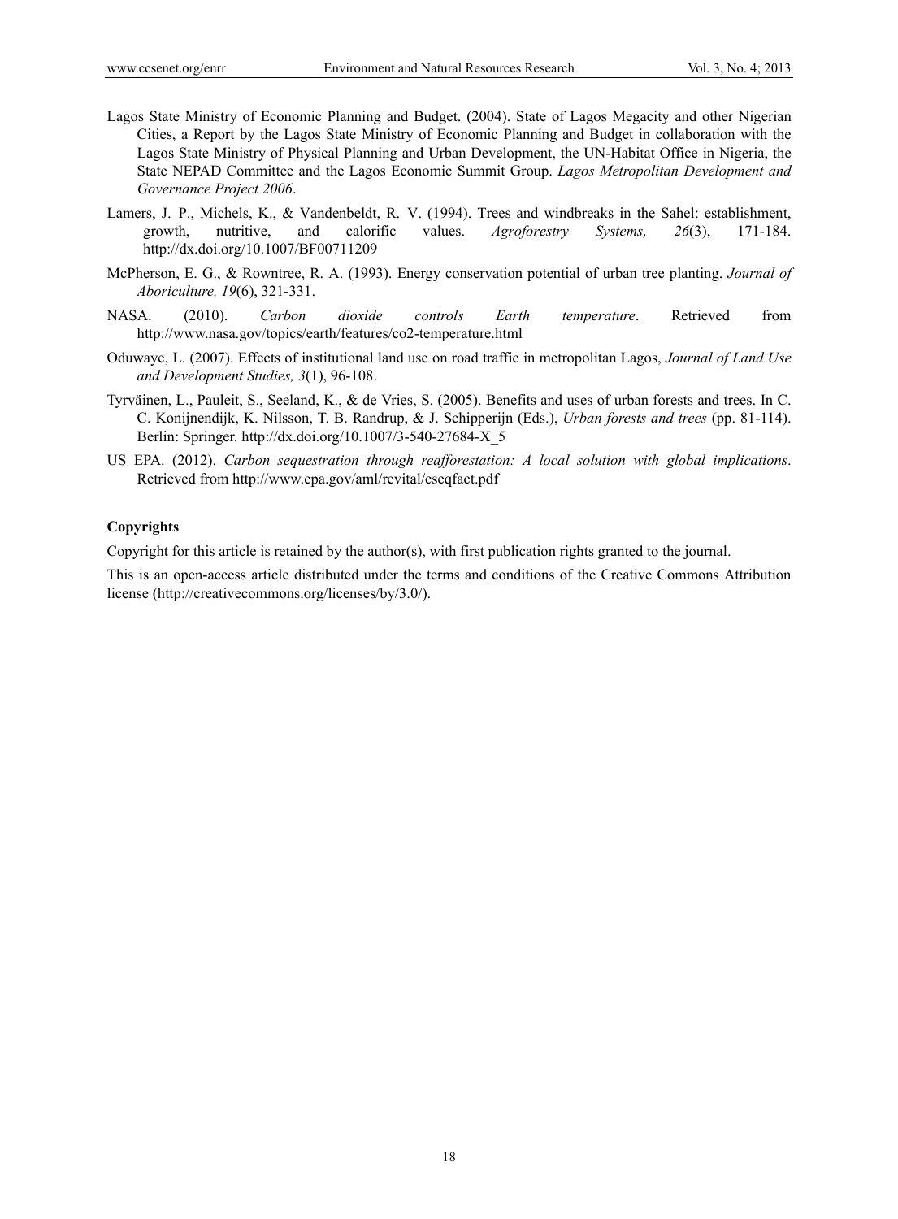Lagos State Ministry of Economic Planning and Budget. (2004). State of Lagos Megacity and other Nigerian Cities, a Report by the Lagos State Ministry of Economic Planning and Budget in collaboration with the Lagos State Ministry of Physical Planning and Urban Development, the UN-Habitat Office in Nigeria, the State NEPAD Committee and the Lagos Economic Summit Group. *Lagos Metropolitan Development and Governance Project 2006*.

Lamers, J. P., Michels, K., & Vandenbeldt, R. V. (1994). Trees and windbreaks in the Sahel: establishment, growth, nutritive, and calorific values. *Agroforestry Systems, 26*(3), 171-184. http://dx.doi.org/10.1007/BF00711209

McPherson, E. G., & Rowntree, R. A. (1993). Energy conservation potential of urban tree planting. *Journal of Aboriculture, 19*(6), 321-331.

NASA. (2010). *Carbon dioxide controls Earth temperature*. Retrieved from http://www.nasa.gov/topics/earth/features/co2-temperature.html

Oduwaye, L. (2007). Effects of institutional land use on road traffic in metropolitan Lagos, *Journal of Land Use and Development Studies, 3*(1), 96-108.

Tyrväinen, L., Pauleit, S., Seeland, K., & de Vries, S. (2005). Benefits and uses of urban forests and trees. In C. C. Konijnendijk, K. Nilsson, T. B. Randrup, & J. Schipperijn (Eds.), *Urban forests and trees* (pp. 81-114). Berlin: Springer. http://dx.doi.org/10.1007/3-540-27684-X_5

US EPA. (2012). *Carbon sequestration through reafforestation: A local solution with global implications*. Retrieved from http://www.epa.gov/aml/revital/cseqfact.pdf

**Copyrights**

Copyright for this article is retained by the author(s), with first publication rights granted to the journal.

This is an open-access article distributed under the terms and conditions of the Creative Commons Attribution license (http://creativecommons.org/licenses/by/3.0/).